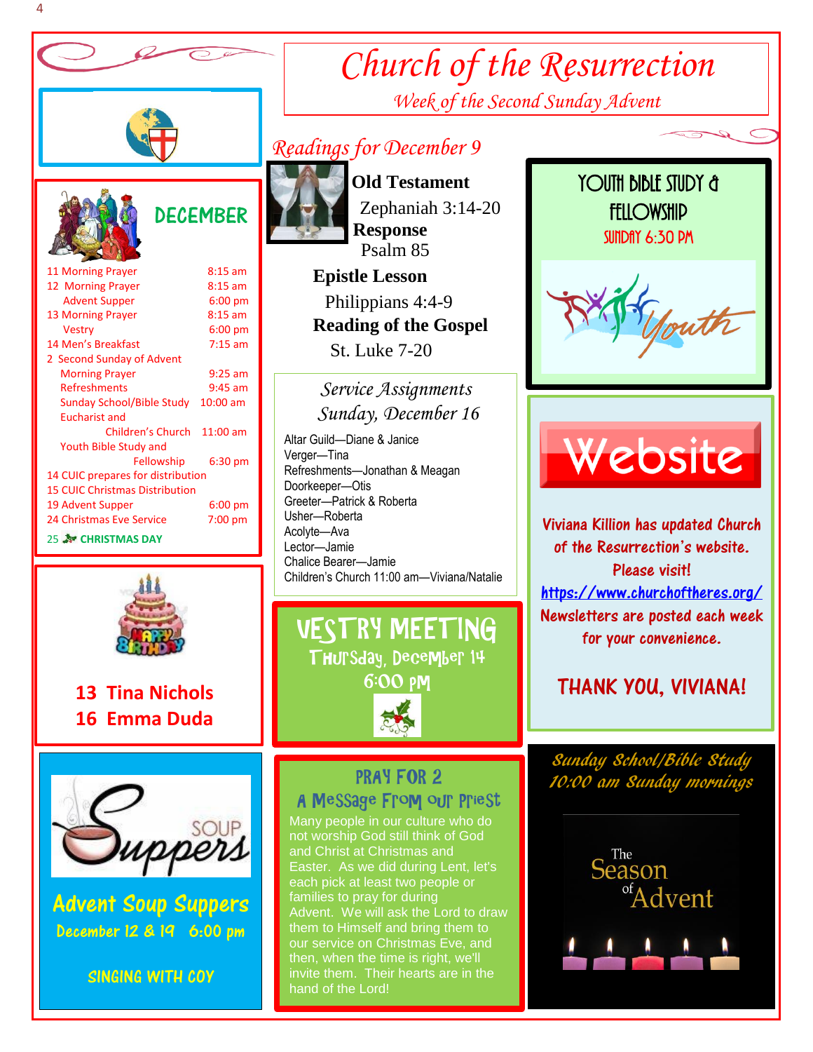# Church of the Resurrection

*Week of the Second Sunday Advent*

## DECEMBER

| | |
|---|---|
| 11 Morning Prayer | 8:15 am |
| 12 Morning Prayer | 8:15 am |
| Advent Supper | 6:00 pm |
| 13 Morning Prayer | 8:15 am |
| Vestry | 6:00 pm |
| 14 Men's Breakfast | 7:15 am |
| 2 Second Sunday of Advent | |
| Morning Prayer | 9:25 am |
| Refreshments | 9:45 am |
| Sunday School/Bible Study | 10:00 am |
| Eucharist and Children's Church | 11:00 am |
| Youth Bible Study and Fellowship | 6:30 pm |
| 14 CUIC prepares for distribution | |
| 15 CUIC Christmas Distribution | |
| 19 Advent Supper | 6:00 pm |
| 24 Christmas Eve Service | 7:00 pm |
| 25 CHRISTMAS DAY | |

**13 Tina Nichols**
**16 Emma Duda**

## Advent Soup Suppers

**December 12 & 19 6:00 pm**

SINGING WITH COY

## *Readings for December 9*

**Old Testament**
Zephaniah 3:14-20

**Response**
Psalm 85

**Epistle Lesson**
Philippians 4:4-9

**Reading of the Gospel**
St. Luke 7-20

### *Service Assignments Sunday, December 16*

Altar Guild—Diane & Janice
Verger—Tina
Refreshments—Jonathan & Meagan
Doorkeeper—Otis
Greeter—Patrick & Roberta
Usher—Roberta
Acolyte—Ava
Lector—Jamie
Chalice Bearer—Jamie
Children's Church 11:00 am—Viviana/Natalie

## VESTRY MEETING

**Thursday, December 14**
**6:00 pm**

## PRAY FOR 2

### A Message From our Priest

Many people in our culture who do not worship God still think of God and Christ at Christmas and Easter. As we did during Lent, let's each pick at least two people or families to pray for during Advent. We will ask the Lord to draw them to Himself and bring them to our service on Christmas Eve, and then, when the time is right, we'll invite them. Their hearts are in the hand of the Lord!

## YOUTH BIBLE STUDY & FELLOWSHIP

**SUNDAY 6:30 PM**

## Website

Viviana Killion has updated Church of the Resurrection's website. Please visit! https://www.churchoftheres.org/ Newsletters are posted each week for your convenience.

**THANK YOU, VIVIANA!**

*Sunday School/Bible Study 10:00 am Sunday mornings*

The Season of Advent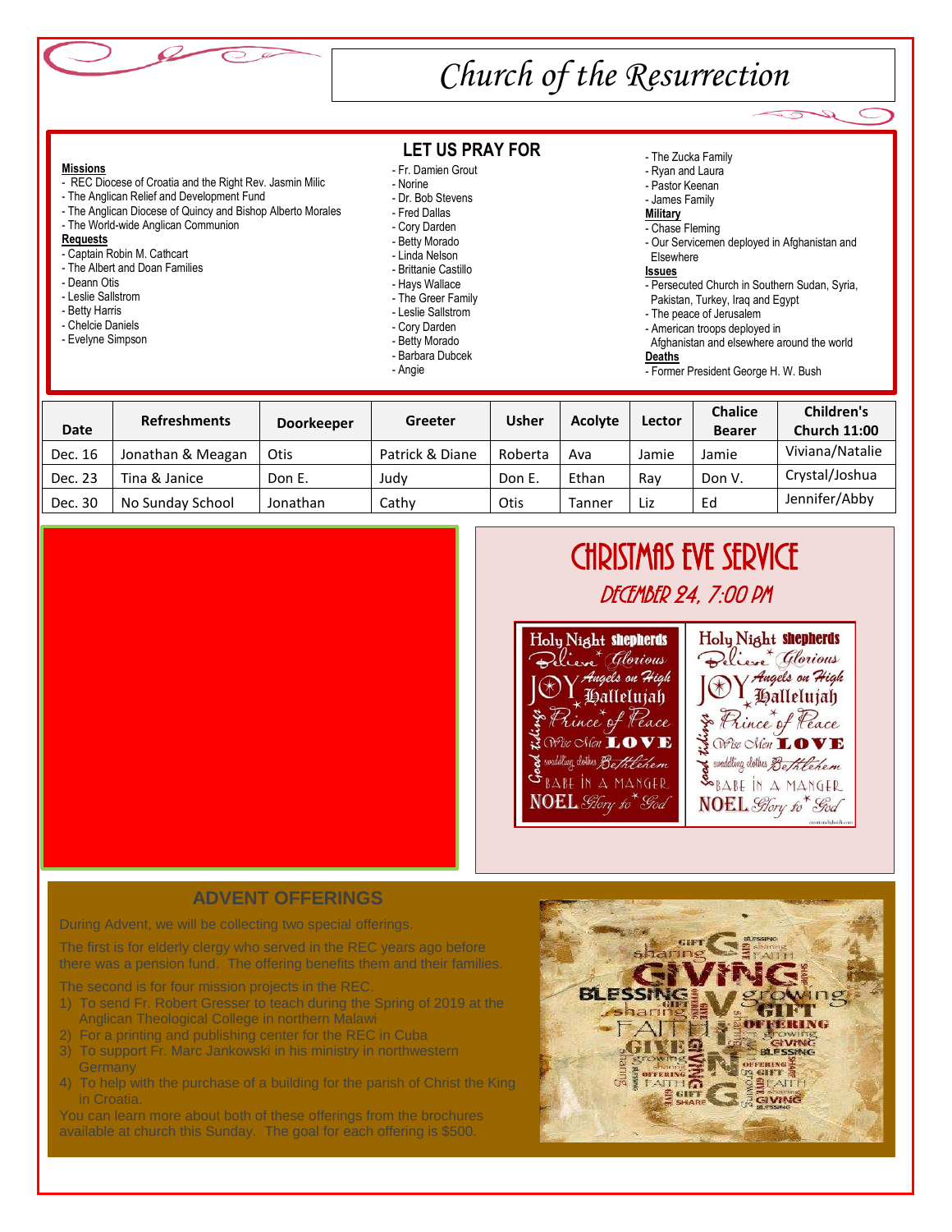# Church of the Resurrection

## LET US PRAY FOR

**Missions**
- REC Diocese of Croatia and the Right Rev. Jasmin Milic
- The Anglican Relief and Development Fund
- The Anglican Diocese of Quincy and Bishop Alberto Morales
- The World-wide Anglican Communion

**Requests**
- Captain Robin M. Cathcart
- The Albert and Doan Families
- Deann Otis
- Leslie Sallstrom
- Betty Harris
- Chelcie Daniels
- Evelyne Simpson
- Fr. Damien Grout
- Norine
- Dr. Bob Stevens
- Fred Dallas
- Cory Darden
- Betty Morado
- Linda Nelson
- Brittanie Castillo
- Hays Wallace
- The Greer Family
- Leslie Sallstrom
- Cory Darden
- Betty Morado
- Barbara Dubcek
- Angie
- The Zucka Family
- Ryan and Laura
- Pastor Keenan
- James Family

**Military**
- Chase Fleming
- Our Servicemen deployed in Afghanistan and Elsewhere

**Issues**
- Persecuted Church in Southern Sudan, Syria, Pakistan, Turkey, Iraq and Egypt
- The peace of Jerusalem
- American troops deployed in Afghanistan and elsewhere around the world

**Deaths**
- Former President George H. W. Bush

| Date | Refreshments | Doorkeeper | Greeter | Usher | Acolyte | Lector | Chalice Bearer | Children's Church 11:00 |
|---|---|---|---|---|---|---|---|---|
| Dec. 16 | Jonathan & Meagan | Otis | Patrick & Diane | Roberta | Ava | Jamie | Jamie | Viviana/Natalie |
| Dec. 23 | Tina & Janice | Don E. | Judy | Don E. | Ethan | Ray | Don V. | Crystal/Joshua |
| Dec. 30 | No Sunday School | Jonathan | Cathy | Otis | Tanner | Liz | Ed | Jennifer/Abby |

## CHRISTMAS EVE SERVICE

### DECEMBER 24, 7:00 PM

## ADVENT OFFERINGS

During Advent, we will be collecting two special offerings.

The first is for elderly clergy who served in the REC years ago before there was a pension fund. The offering benefits them and their families.

The second is for four mission projects in the REC.

1) To send Fr. Robert Gresser to teach during the Spring of 2019 at the Anglican Theological College in northern Malawi
2) For a printing and publishing center for the REC in Cuba
3) To support Fr. Marc Jankowski in his ministry in northwestern Germany
4) To help with the purchase of a building for the parish of Christ the King in Croatia.

You can learn more about both of these offerings from the brochures available at church this Sunday. The goal for each offering is $500.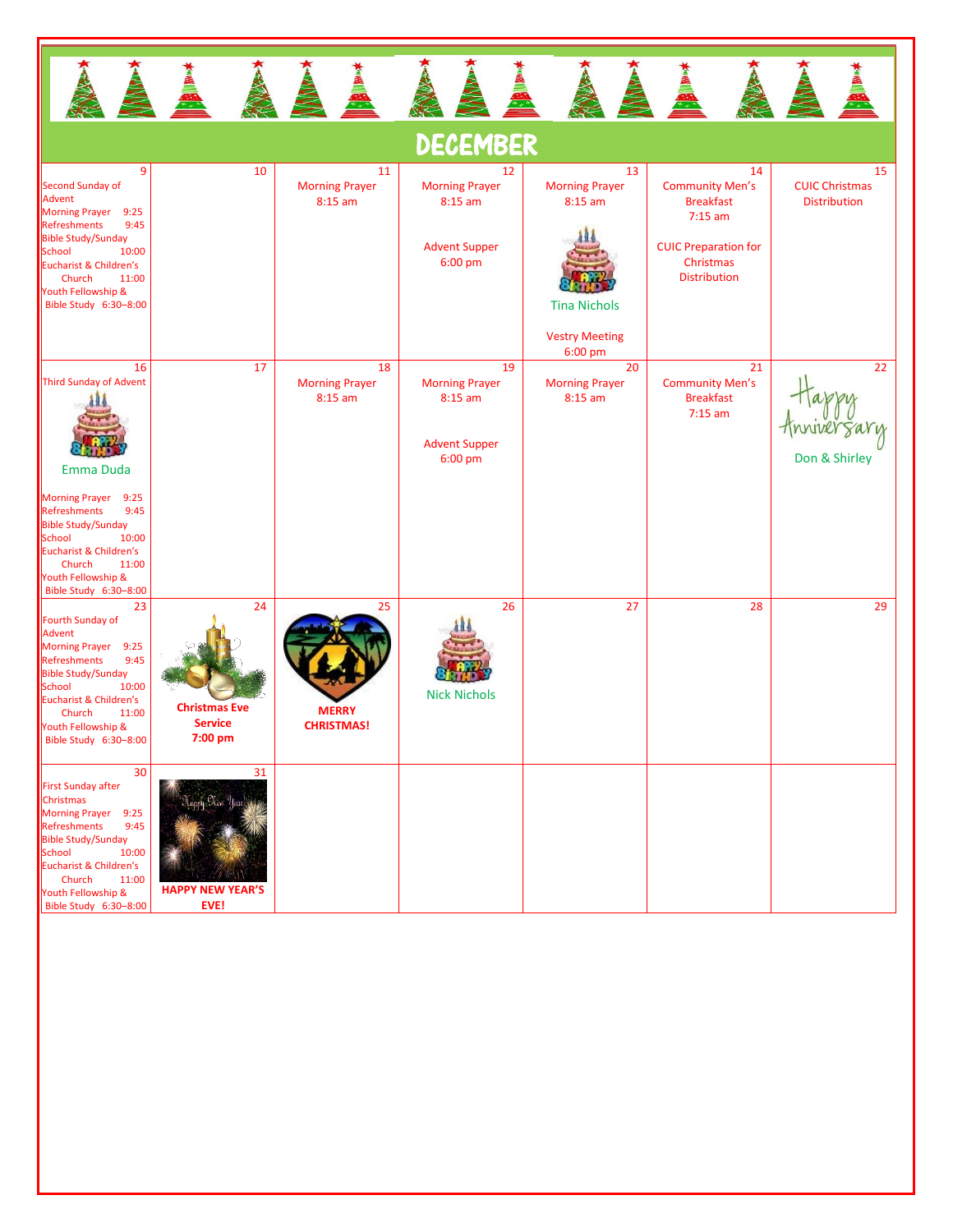# DECEMBER

| | | | | | | |
|---|---|---|---|---|---|---|
| 9<br>Second Sunday of Advent<br>Morning Prayer 9:25<br>Refreshments 9:45<br>Bible Study/Sunday School 10:00<br>Eucharist & Children's Church 11:00<br>Youth Fellowship & Bible Study 6:30–8:00 | 10 | 11<br>Morning Prayer<br>8:15 am | 12<br>Morning Prayer<br>8:15 am<br><br>Advent Supper<br>6:00 pm | 13<br>Morning Prayer<br>8:15 am<br><br>Tina Nichols<br><br>Vestry Meeting<br>6:00 pm | 14<br>Community Men's Breakfast<br>7:15 am<br><br>CUIC Preparation for Christmas Distribution | 15<br>CUIC Christmas Distribution |
| 16<br>Third Sunday of Advent<br><br>Emma Duda<br><br>Morning Prayer 9:25<br>Refreshments 9:45<br>Bible Study/Sunday School 10:00<br>Eucharist & Children's Church 11:00<br>Youth Fellowship & Bible Study 6:30–8:00 | 17 | 18<br>Morning Prayer<br>8:15 am | 19<br>Morning Prayer<br>8:15 am<br><br>Advent Supper<br>6:00 pm | 20<br>Morning Prayer<br>8:15 am | 21<br>Community Men's Breakfast<br>7:15 am | 22<br>Happy Anniversary<br>Don & Shirley |
| 23<br>Fourth Sunday of Advent<br>Morning Prayer 9:25<br>Refreshments 9:45<br>Bible Study/Sunday School 10:00<br>Eucharist & Children's Church 11:00<br>Youth Fellowship & Bible Study 6:30–8:00 | 24<br>**Christmas Eve Service**<br>**7:00 pm** | 25<br>**MERRY CHRISTMAS!** | 26<br>Nick Nichols | 27 | 28 | 29 |
| 30<br>First Sunday after Christmas<br>Morning Prayer 9:25<br>Refreshments 9:45<br>Bible Study/Sunday School 10:00<br>Eucharist & Children's Church 11:00<br>Youth Fellowship & Bible Study 6:30–8:00 | 31<br>**HAPPY NEW YEAR'S EVE!** | | | | | |